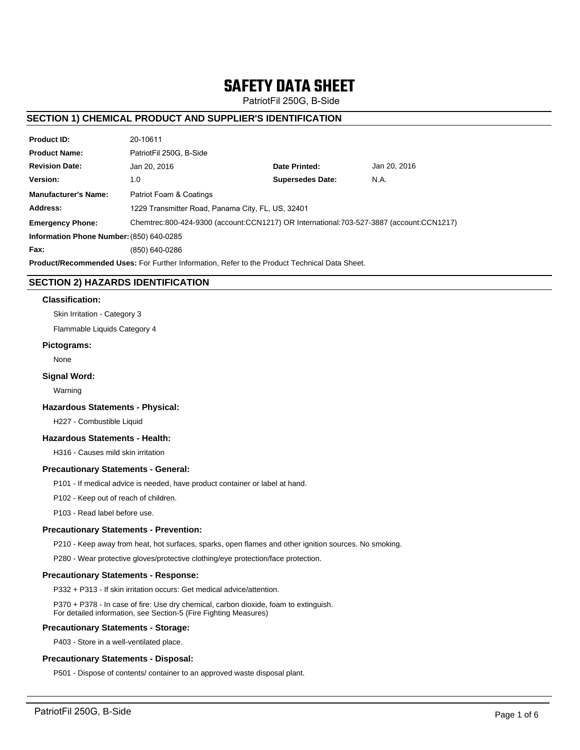# SAFETY DATA SHEET

PatriotFil 250G, B-Side

## SECTION 1) CHEMICAL PRODUCT AND SUPPLIER'S IDENTIFICATION

| | | | |
|---|---|---|---|
| **Product ID:** | 20-10611 | | |
| **Product Name:** | PatriotFil 250G, B-Side | | |
| **Revision Date:** | Jan 20, 2016 | **Date Printed:** | Jan 20, 2016 |
| **Version:** | 1.0 | **Supersedes Date:** | N.A. |
| **Manufacturer's Name:** | Patriot Foam & Coatings | | |
| **Address:** | 1229 Transmitter Road, Panama City, FL, US, 32401 | | |
| **Emergency Phone:** | Chemtrec:800-424-9300 (account:CCN1217) OR International:703-527-3887 (account:CCN1217) | | |
| **Information Phone Number:** | (850) 640-0285 | | |
| **Fax:** | (850) 640-0286 | | |

**Product/Recommended Uses:** For Further Information, Refer to the Product Technical Data Sheet.

## SECTION 2) HAZARDS IDENTIFICATION

### Classification:

Skin Irritation - Category 3

Flammable Liquids Category 4

### Pictograms:

None

### Signal Word:

Warning

### Hazardous Statements - Physical:

H227 - Combustible Liquid

### Hazardous Statements - Health:

H316 - Causes mild skin irritation

### Precautionary Statements - General:

P101 - If medical advice is needed, have product container or label at hand.

P102 - Keep out of reach of children.

P103 - Read label before use.

### Precautionary Statements - Prevention:

P210 - Keep away from heat, hot surfaces, sparks, open flames and other ignition sources. No smoking.

P280 - Wear protective gloves/protective clothing/eye protection/face protection.

### Precautionary Statements - Response:

P332 + P313 - If skin irritation occurs: Get medical advice/attention.

P370 + P378 - In case of fire: Use dry chemical, carbon dioxide, foam to extinguish.
For detailed information, see Section-5 (Fire Fighting Measures)

### Precautionary Statements - Storage:

P403 - Store in a well-ventilated place.

### Precautionary Statements - Disposal:

P501 - Dispose of contents/ container to an approved waste disposal plant.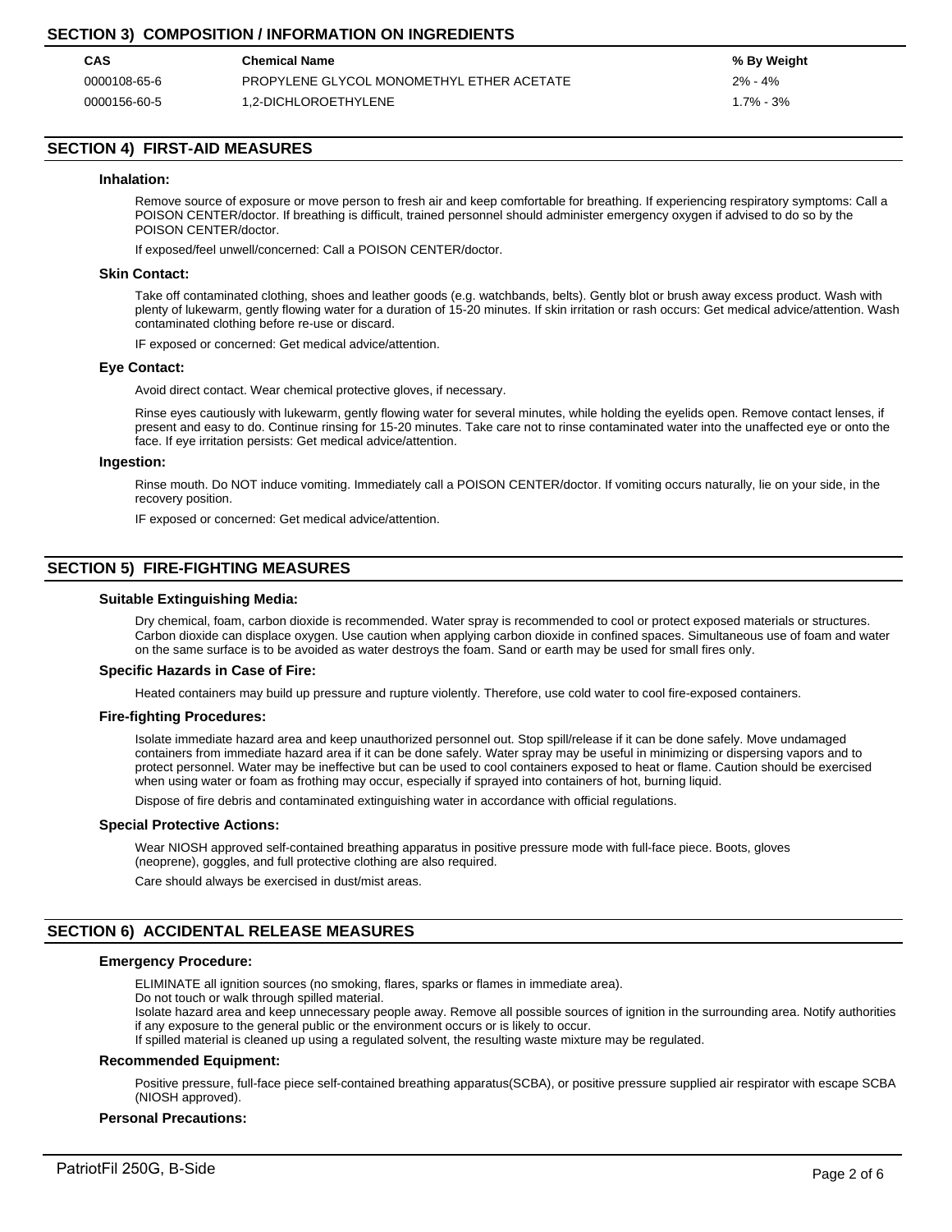## SECTION 3) COMPOSITION / INFORMATION ON INGREDIENTS

| CAS | Chemical Name | % By Weight |
|---|---|---|
| 0000108-65-6 | PROPYLENE GLYCOL MONOMETHYL ETHER ACETATE | 2% - 4% |
| 0000156-60-5 | 1,2-DICHLOROETHYLENE | 1.7% - 3% |

## SECTION 4) FIRST-AID MEASURES

### Inhalation:

Remove source of exposure or move person to fresh air and keep comfortable for breathing. If experiencing respiratory symptoms: Call a POISON CENTER/doctor. If breathing is difficult, trained personnel should administer emergency oxygen if advised to do so by the POISON CENTER/doctor.

If exposed/feel unwell/concerned: Call a POISON CENTER/doctor.

### Skin Contact:

Take off contaminated clothing, shoes and leather goods (e.g. watchbands, belts). Gently blot or brush away excess product. Wash with plenty of lukewarm, gently flowing water for a duration of 15-20 minutes. If skin irritation or rash occurs: Get medical advice/attention. Wash contaminated clothing before re-use or discard.

IF exposed or concerned: Get medical advice/attention.

### Eye Contact:

Avoid direct contact. Wear chemical protective gloves, if necessary.

Rinse eyes cautiously with lukewarm, gently flowing water for several minutes, while holding the eyelids open. Remove contact lenses, if present and easy to do. Continue rinsing for 15-20 minutes. Take care not to rinse contaminated water into the unaffected eye or onto the face. If eye irritation persists: Get medical advice/attention.

### Ingestion:

Rinse mouth. Do NOT induce vomiting. Immediately call a POISON CENTER/doctor. If vomiting occurs naturally, lie on your side, in the recovery position.

IF exposed or concerned: Get medical advice/attention.

## SECTION 5) FIRE-FIGHTING MEASURES

### Suitable Extinguishing Media:

Dry chemical, foam, carbon dioxide is recommended. Water spray is recommended to cool or protect exposed materials or structures. Carbon dioxide can displace oxygen. Use caution when applying carbon dioxide in confined spaces. Simultaneous use of foam and water on the same surface is to be avoided as water destroys the foam. Sand or earth may be used for small fires only.

### Specific Hazards in Case of Fire:

Heated containers may build up pressure and rupture violently. Therefore, use cold water to cool fire-exposed containers.

### Fire-fighting Procedures:

Isolate immediate hazard area and keep unauthorized personnel out. Stop spill/release if it can be done safely. Move undamaged containers from immediate hazard area if it can be done safely. Water spray may be useful in minimizing or dispersing vapors and to protect personnel. Water may be ineffective but can be used to cool containers exposed to heat or flame. Caution should be exercised when using water or foam as frothing may occur, especially if sprayed into containers of hot, burning liquid.

Dispose of fire debris and contaminated extinguishing water in accordance with official regulations.

### Special Protective Actions:

Wear NIOSH approved self-contained breathing apparatus in positive pressure mode with full-face piece. Boots, gloves (neoprene), goggles, and full protective clothing are also required.

Care should always be exercised in dust/mist areas.

## SECTION 6) ACCIDENTAL RELEASE MEASURES

### Emergency Procedure:

ELIMINATE all ignition sources (no smoking, flares, sparks or flames in immediate area).
Do not touch or walk through spilled material.
Isolate hazard area and keep unnecessary people away. Remove all possible sources of ignition in the surrounding area. Notify authorities if any exposure to the general public or the environment occurs or is likely to occur.
If spilled material is cleaned up using a regulated solvent, the resulting waste mixture may be regulated.

### Recommended Equipment:

Positive pressure, full-face piece self-contained breathing apparatus(SCBA), or positive pressure supplied air respirator with escape SCBA (NIOSH approved).

### Personal Precautions: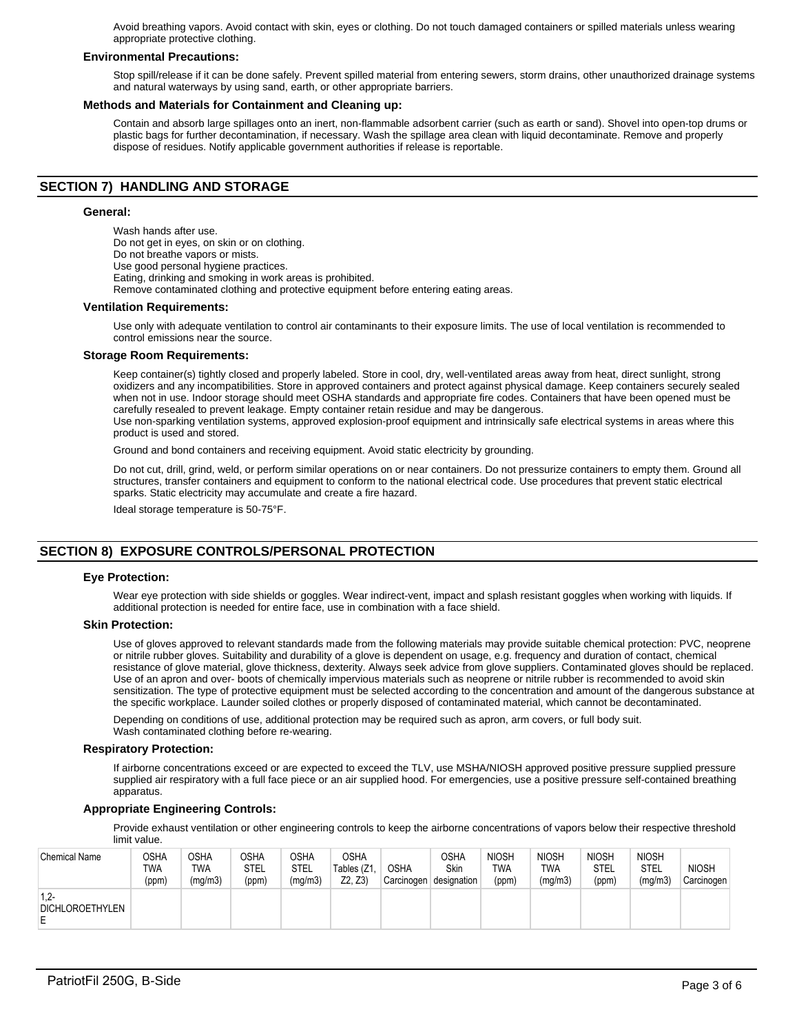Avoid breathing vapors. Avoid contact with skin, eyes or clothing. Do not touch damaged containers or spilled materials unless wearing appropriate protective clothing.

### Environmental Precautions:

Stop spill/release if it can be done safely. Prevent spilled material from entering sewers, storm drains, other unauthorized drainage systems and natural waterways by using sand, earth, or other appropriate barriers.

### Methods and Materials for Containment and Cleaning up:

Contain and absorb large spillages onto an inert, non-flammable adsorbent carrier (such as earth or sand). Shovel into open-top drums or plastic bags for further decontamination, if necessary. Wash the spillage area clean with liquid decontaminate. Remove and properly dispose of residues. Notify applicable government authorities if release is reportable.

## SECTION 7) HANDLING AND STORAGE

### General:

Wash hands after use.
Do not get in eyes, on skin or on clothing.
Do not breathe vapors or mists.
Use good personal hygiene practices.
Eating, drinking and smoking in work areas is prohibited.
Remove contaminated clothing and protective equipment before entering eating areas.

### Ventilation Requirements:

Use only with adequate ventilation to control air contaminants to their exposure limits. The use of local ventilation is recommended to control emissions near the source.

### Storage Room Requirements:

Keep container(s) tightly closed and properly labeled. Store in cool, dry, well-ventilated areas away from heat, direct sunlight, strong oxidizers and any incompatibilities. Store in approved containers and protect against physical damage. Keep containers securely sealed when not in use. Indoor storage should meet OSHA standards and appropriate fire codes. Containers that have been opened must be carefully resealed to prevent leakage. Empty container retain residue and may be dangerous.
Use non-sparking ventilation systems, approved explosion-proof equipment and intrinsically safe electrical systems in areas where this product is used and stored.

Ground and bond containers and receiving equipment. Avoid static electricity by grounding.

Do not cut, drill, grind, weld, or perform similar operations on or near containers. Do not pressurize containers to empty them. Ground all structures, transfer containers and equipment to conform to the national electrical code. Use procedures that prevent static electrical sparks. Static electricity may accumulate and create a fire hazard.

Ideal storage temperature is 50-75°F.

## SECTION 8) EXPOSURE CONTROLS/PERSONAL PROTECTION

### Eye Protection:

Wear eye protection with side shields or goggles. Wear indirect-vent, impact and splash resistant goggles when working with liquids. If additional protection is needed for entire face, use in combination with a face shield.

### Skin Protection:

Use of gloves approved to relevant standards made from the following materials may provide suitable chemical protection: PVC, neoprene or nitrile rubber gloves. Suitability and durability of a glove is dependent on usage, e.g. frequency and duration of contact, chemical resistance of glove material, glove thickness, dexterity. Always seek advice from glove suppliers. Contaminated gloves should be replaced. Use of an apron and over- boots of chemically impervious materials such as neoprene or nitrile rubber is recommended to avoid skin sensitization. The type of protective equipment must be selected according to the concentration and amount of the dangerous substance at the specific workplace. Launder soiled clothes or properly disposed of contaminated material, which cannot be decontaminated.

Depending on conditions of use, additional protection may be required such as apron, arm covers, or full body suit.
Wash contaminated clothing before re-wearing.

### Respiratory Protection:

If airborne concentrations exceed or are expected to exceed the TLV, use MSHA/NIOSH approved positive pressure supplied pressure supplied air respiratory with a full face piece or an air supplied hood. For emergencies, use a positive pressure self-contained breathing apparatus.

### Appropriate Engineering Controls:

Provide exhaust ventilation or other engineering controls to keep the airborne concentrations of vapors below their respective threshold limit value.

| Chemical Name | OSHA TWA (ppm) | OSHA TWA (mg/m3) | OSHA STEL (ppm) | OSHA STEL (mg/m3) | OSHA Tables (Z1, Z2, Z3) | OSHA Carcinogen | OSHA Skin designation | NIOSH TWA (ppm) | NIOSH TWA (mg/m3) | NIOSH STEL (ppm) | NIOSH STEL (mg/m3) | NIOSH Carcinogen |
|---|---|---|---|---|---|---|---|---|---|---|---|---|
| 1,2-DICHLOROETHYLENE | | | | | | | | | | | | |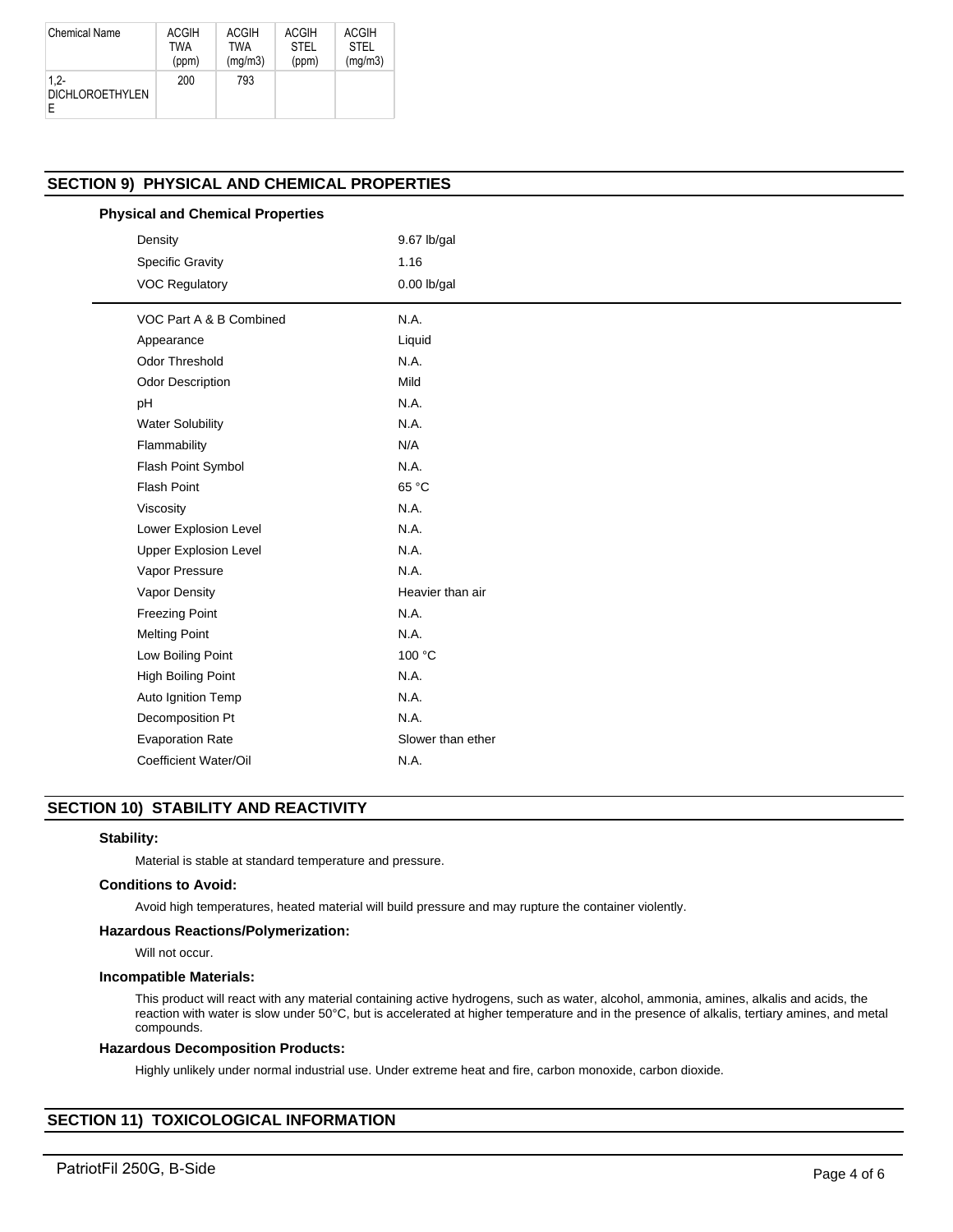| Chemical Name | ACGIH TWA (ppm) | ACGIH TWA (mg/m3) | ACGIH STEL (ppm) | ACGIH STEL (mg/m3) |
|---|---|---|---|---|
| 1,2-DICHLOROETHYLENE | 200 | 793 | | |

## SECTION 9) PHYSICAL AND CHEMICAL PROPERTIES

### Physical and Chemical Properties

| | |
|---|---|
| Density | 9.67 lb/gal |
| Specific Gravity | 1.16 |
| VOC Regulatory | 0.00 lb/gal |
| VOC Part A & B Combined | N.A. |
| Appearance | Liquid |
| Odor Threshold | N.A. |
| Odor Description | Mild |
| pH | N.A. |
| Water Solubility | N.A. |
| Flammability | N/A |
| Flash Point Symbol | N.A. |
| Flash Point | 65 °C |
| Viscosity | N.A. |
| Lower Explosion Level | N.A. |
| Upper Explosion Level | N.A. |
| Vapor Pressure | N.A. |
| Vapor Density | Heavier than air |
| Freezing Point | N.A. |
| Melting Point | N.A. |
| Low Boiling Point | 100 °C |
| High Boiling Point | N.A. |
| Auto Ignition Temp | N.A. |
| Decomposition Pt | N.A. |
| Evaporation Rate | Slower than ether |
| Coefficient Water/Oil | N.A. |

## SECTION 10) STABILITY AND REACTIVITY

### Stability:

Material is stable at standard temperature and pressure.

### Conditions to Avoid:

Avoid high temperatures, heated material will build pressure and may rupture the container violently.

### Hazardous Reactions/Polymerization:

Will not occur.

### Incompatible Materials:

This product will react with any material containing active hydrogens, such as water, alcohol, ammonia, amines, alkalis and acids, the reaction with water is slow under 50°C, but is accelerated at higher temperature and in the presence of alkalis, tertiary amines, and metal compounds.

### Hazardous Decomposition Products:

Highly unlikely under normal industrial use. Under extreme heat and fire, carbon monoxide, carbon dioxide.

## SECTION 11) TOXICOLOGICAL INFORMATION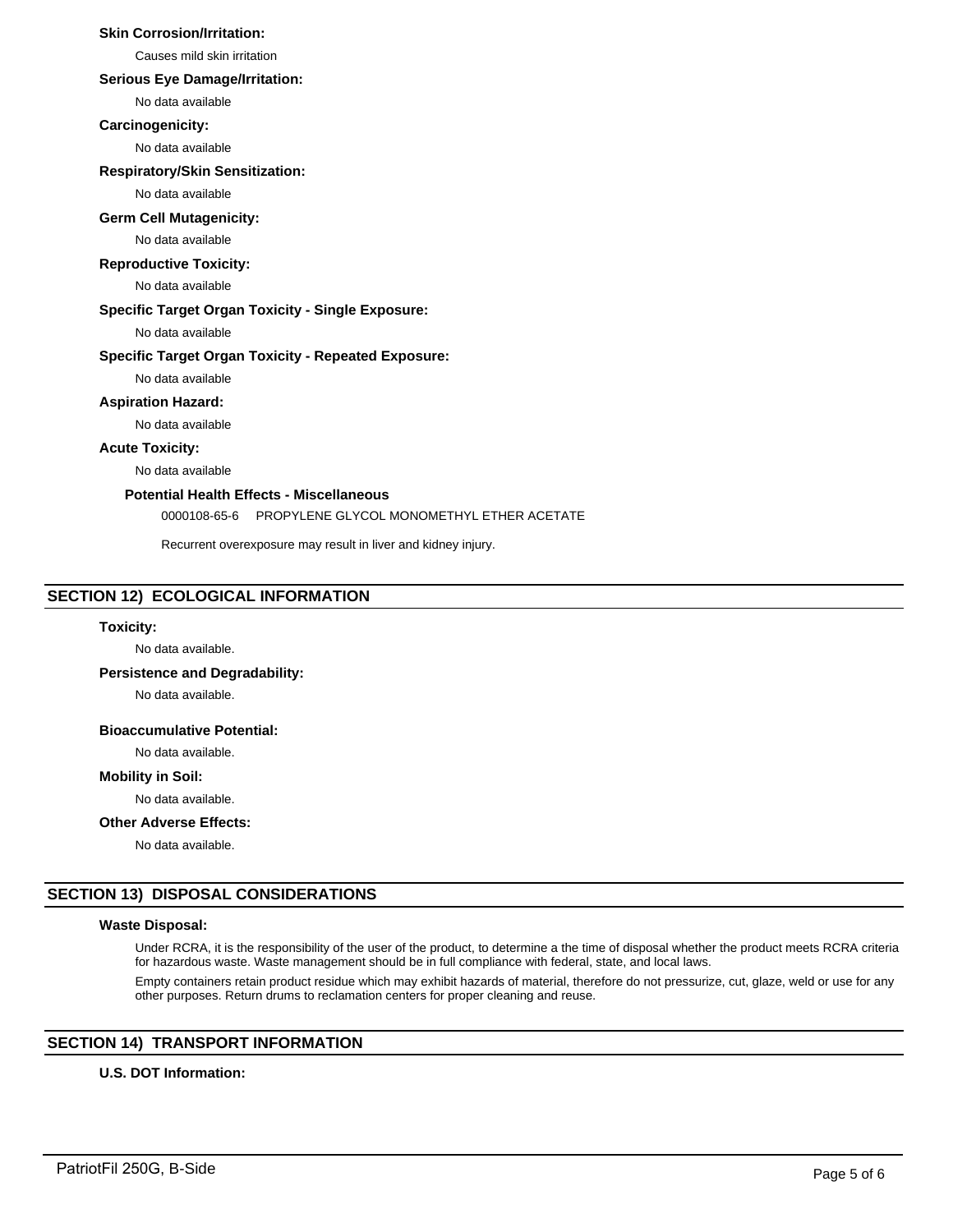**Skin Corrosion/Irritation:**

Causes mild skin irritation

**Serious Eye Damage/Irritation:**

No data available

**Carcinogenicity:**

No data available

**Respiratory/Skin Sensitization:**

No data available

**Germ Cell Mutagenicity:**

No data available

**Reproductive Toxicity:**

No data available

**Specific Target Organ Toxicity - Single Exposure:**

No data available

**Specific Target Organ Toxicity - Repeated Exposure:**

No data available

**Aspiration Hazard:**

No data available

**Acute Toxicity:**

No data available

**Potential Health Effects - Miscellaneous**

0000108-65-6 PROPYLENE GLYCOL MONOMETHYL ETHER ACETATE

Recurrent overexposure may result in liver and kidney injury.

## SECTION 12) ECOLOGICAL INFORMATION

**Toxicity:**

No data available.

**Persistence and Degradability:**

No data available.

**Bioaccumulative Potential:**

No data available.

**Mobility in Soil:**

No data available.

**Other Adverse Effects:**

No data available.

## SECTION 13) DISPOSAL CONSIDERATIONS

**Waste Disposal:**

Under RCRA, it is the responsibility of the user of the product, to determine a the time of disposal whether the product meets RCRA criteria for hazardous waste. Waste management should be in full compliance with federal, state, and local laws.

Empty containers retain product residue which may exhibit hazards of material, therefore do not pressurize, cut, glaze, weld or use for any other purposes. Return drums to reclamation centers for proper cleaning and reuse.

## SECTION 14) TRANSPORT INFORMATION

**U.S. DOT Information:**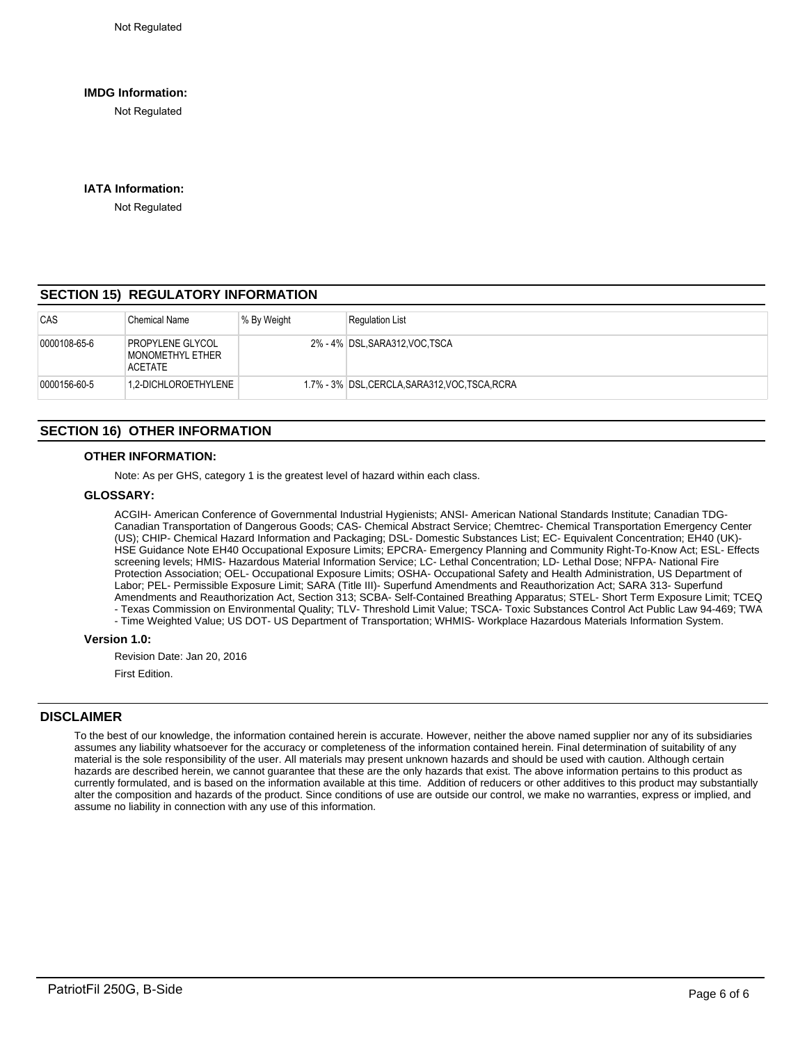Not Regulated

**IMDG Information:**

Not Regulated

**IATA Information:**

Not Regulated

## SECTION 15) REGULATORY INFORMATION

| CAS | Chemical Name | % By Weight | Regulation List |
|---|---|---|---|
| 0000108-65-6 | PROPYLENE GLYCOL MONOMETHYL ETHER ACETATE | 2% - 4% | DSL,SARA312,VOC,TSCA |
| 0000156-60-5 | 1,2-DICHLOROETHYLENE | 1.7% - 3% | DSL,CERCLA,SARA312,VOC,TSCA,RCRA |

## SECTION 16) OTHER INFORMATION

**OTHER INFORMATION:**

Note: As per GHS, category 1 is the greatest level of hazard within each class.

**GLOSSARY:**

ACGIH- American Conference of Governmental Industrial Hygienists; ANSI- American National Standards Institute; Canadian TDG- Canadian Transportation of Dangerous Goods; CAS- Chemical Abstract Service; Chemtrec- Chemical Transportation Emergency Center (US); CHIP- Chemical Hazard Information and Packaging; DSL- Domestic Substances List; EC- Equivalent Concentration; EH40 (UK)- HSE Guidance Note EH40 Occupational Exposure Limits; EPCRA- Emergency Planning and Community Right-To-Know Act; ESL- Effects screening levels; HMIS- Hazardous Material Information Service; LC- Lethal Concentration; LD- Lethal Dose; NFPA- National Fire Protection Association; OEL- Occupational Exposure Limits; OSHA- Occupational Safety and Health Administration, US Department of Labor; PEL- Permissible Exposure Limit; SARA (Title III)- Superfund Amendments and Reauthorization Act; SARA 313- Superfund Amendments and Reauthorization Act, Section 313; SCBA- Self-Contained Breathing Apparatus; STEL- Short Term Exposure Limit; TCEQ - Texas Commission on Environmental Quality; TLV- Threshold Limit Value; TSCA- Toxic Substances Control Act Public Law 94-469; TWA - Time Weighted Value; US DOT- US Department of Transportation; WHMIS- Workplace Hazardous Materials Information System.

**Version 1.0:**

Revision Date: Jan 20, 2016

First Edition.

## DISCLAIMER

To the best of our knowledge, the information contained herein is accurate. However, neither the above named supplier nor any of its subsidiaries assumes any liability whatsoever for the accuracy or completeness of the information contained herein. Final determination of suitability of any material is the sole responsibility of the user. All materials may present unknown hazards and should be used with caution. Although certain hazards are described herein, we cannot guarantee that these are the only hazards that exist. The above information pertains to this product as currently formulated, and is based on the information available at this time. Addition of reducers or other additives to this product may substantially alter the composition and hazards of the product. Since conditions of use are outside our control, we make no warranties, express or implied, and assume no liability in connection with any use of this information.